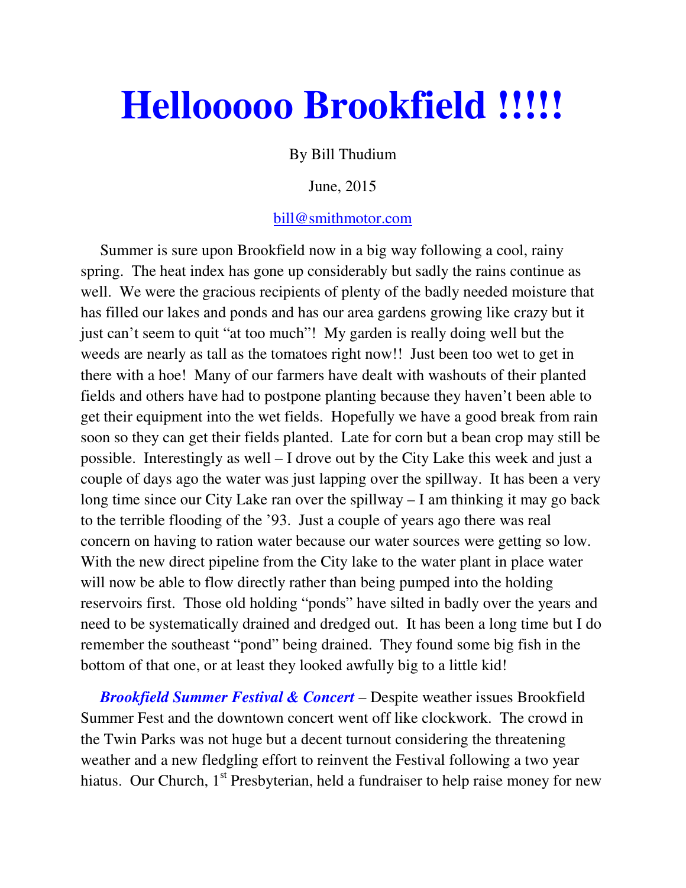# Hellooooo Brookfield !!!!!

By Bill Thudium

June, 2015

bill@smithmotor.com

Summer is sure upon Brookfield now in a big way following a cool, rainy spring. The heat index has gone up considerably but sadly the rains continue as well. We were the gracious recipients of plenty of the badly needed moisture that has filled our lakes and ponds and has our area gardens growing like crazy but it just can't seem to quit "at too much"! My garden is really doing well but the weeds are nearly as tall as the tomatoes right now!! Just been too wet to get in there with a hoe! Many of our farmers have dealt with washouts of their planted fields and others have had to postpone planting because they haven't been able to get their equipment into the wet fields. Hopefully we have a good break from rain soon so they can get their fields planted. Late for corn but a bean crop may still be possible. Interestingly as well – I drove out by the City Lake this week and just a couple of days ago the water was just lapping over the spillway. It has been a very long time since our City Lake ran over the spillway – I am thinking it may go back to the terrible flooding of the '93. Just a couple of years ago there was real concern on having to ration water because our water sources were getting so low. With the new direct pipeline from the City lake to the water plant in place water will now be able to flow directly rather than being pumped into the holding reservoirs first. Those old holding "ponds" have silted in badly over the years and need to be systematically drained and dredged out. It has been a long time but I do remember the southeast "pond" being drained. They found some big fish in the bottom of that one, or at least they looked awfully big to a little kid!

***Brookfield Summer Festival & Concert*** – Despite weather issues Brookfield Summer Fest and the downtown concert went off like clockwork. The crowd in the Twin Parks was not huge but a decent turnout considering the threatening weather and a new fledgling effort to reinvent the Festival following a two year hiatus. Our Church, 1st Presbyterian, held a fundraiser to help raise money for new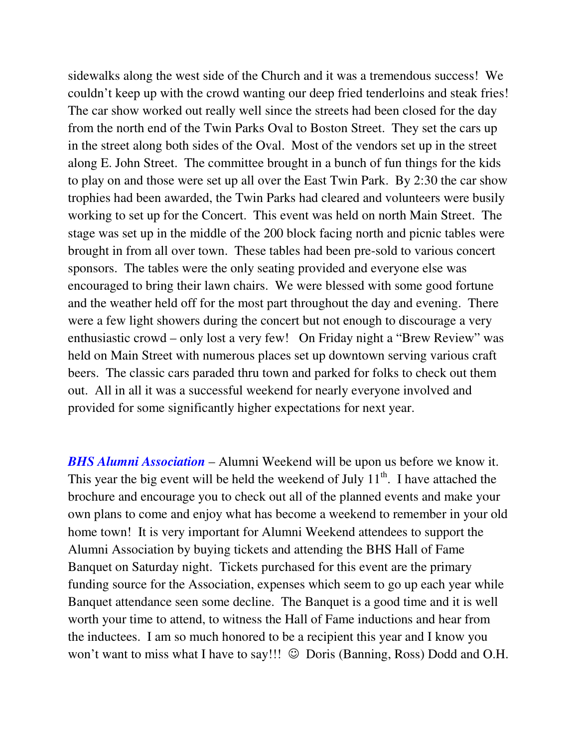sidewalks along the west side of the Church and it was a tremendous success! We couldn't keep up with the crowd wanting our deep fried tenderloins and steak fries! The car show worked out really well since the streets had been closed for the day from the north end of the Twin Parks Oval to Boston Street. They set the cars up in the street along both sides of the Oval. Most of the vendors set up in the street along E. John Street. The committee brought in a bunch of fun things for the kids to play on and those were set up all over the East Twin Park. By 2:30 the car show trophies had been awarded, the Twin Parks had cleared and volunteers were busily working to set up for the Concert. This event was held on north Main Street. The stage was set up in the middle of the 200 block facing north and picnic tables were brought in from all over town. These tables had been pre-sold to various concert sponsors. The tables were the only seating provided and everyone else was encouraged to bring their lawn chairs. We were blessed with some good fortune and the weather held off for the most part throughout the day and evening. There were a few light showers during the concert but not enough to discourage a very enthusiastic crowd – only lost a very few! On Friday night a "Brew Review" was held on Main Street with numerous places set up downtown serving various craft beers. The classic cars paraded thru town and parked for folks to check out them out. All in all it was a successful weekend for nearly everyone involved and provided for some significantly higher expectations for next year.

***BHS Alumni Association*** – Alumni Weekend will be upon us before we know it. This year the big event will be held the weekend of July 11th. I have attached the brochure and encourage you to check out all of the planned events and make your own plans to come and enjoy what has become a weekend to remember in your old home town! It is very important for Alumni Weekend attendees to support the Alumni Association by buying tickets and attending the BHS Hall of Fame Banquet on Saturday night. Tickets purchased for this event are the primary funding source for the Association, expenses which seem to go up each year while Banquet attendance seen some decline. The Banquet is a good time and it is well worth your time to attend, to witness the Hall of Fame inductions and hear from the inductees. I am so much honored to be a recipient this year and I know you won't want to miss what I have to say!!! ☺ Doris (Banning, Ross) Dodd and O.H.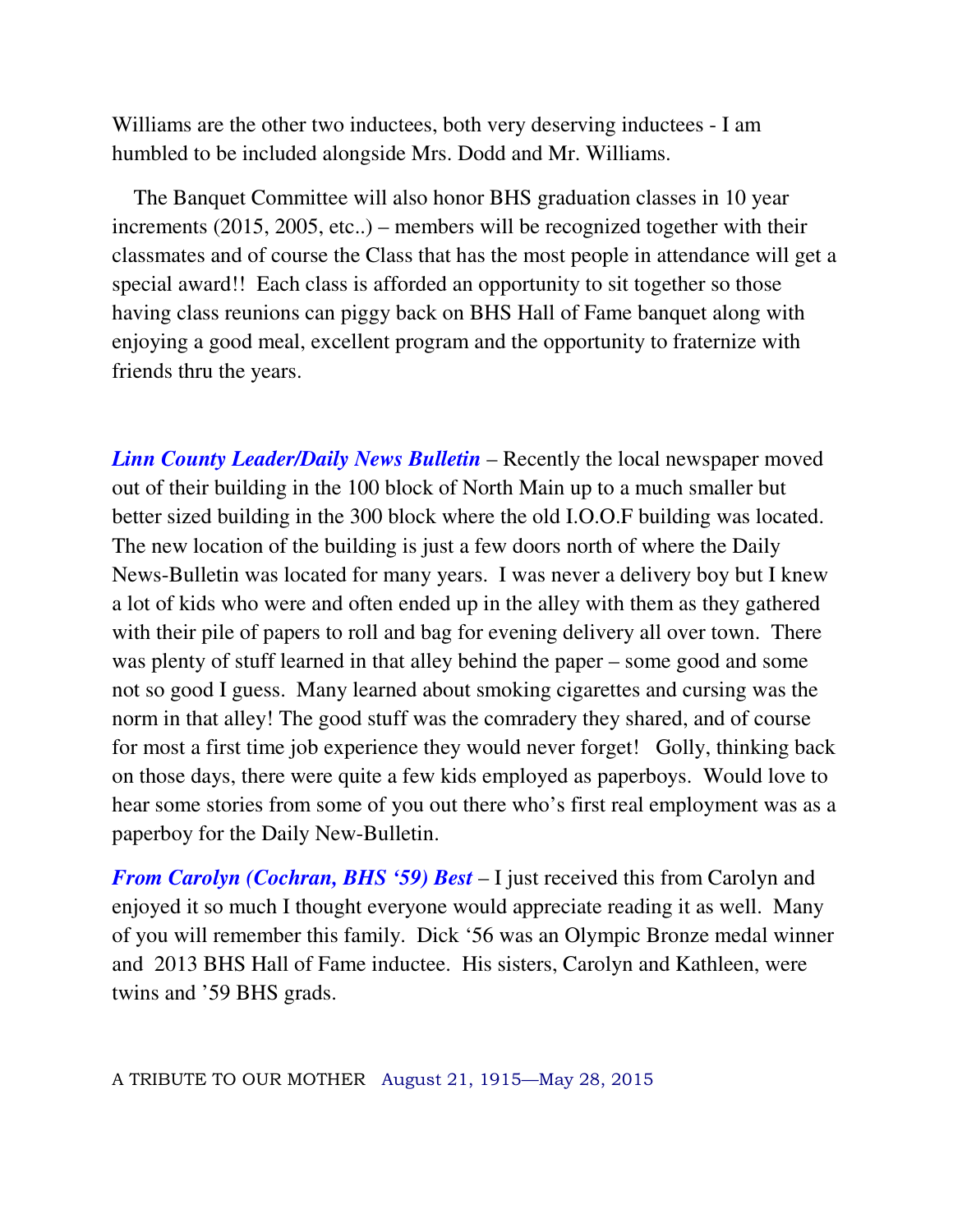Williams are the other two inductees, both very deserving inductees - I am humbled to be included alongside Mrs. Dodd and Mr. Williams.

The Banquet Committee will also honor BHS graduation classes in 10 year increments (2015, 2005, etc..) – members will be recognized together with their classmates and of course the Class that has the most people in attendance will get a special award!! Each class is afforded an opportunity to sit together so those having class reunions can piggy back on BHS Hall of Fame banquet along with enjoying a good meal, excellent program and the opportunity to fraternize with friends thru the years.

***Linn County Leader/Daily News Bulletin*** – Recently the local newspaper moved out of their building in the 100 block of North Main up to a much smaller but better sized building in the 300 block where the old I.O.O.F building was located. The new location of the building is just a few doors north of where the Daily News-Bulletin was located for many years. I was never a delivery boy but I knew a lot of kids who were and often ended up in the alley with them as they gathered with their pile of papers to roll and bag for evening delivery all over town. There was plenty of stuff learned in that alley behind the paper – some good and some not so good I guess. Many learned about smoking cigarettes and cursing was the norm in that alley! The good stuff was the comradery they shared, and of course for most a first time job experience they would never forget! Golly, thinking back on those days, there were quite a few kids employed as paperboys. Would love to hear some stories from some of you out there who's first real employment was as a paperboy for the Daily New-Bulletin.

***From Carolyn (Cochran, BHS '59) Best*** – I just received this from Carolyn and enjoyed it so much I thought everyone would appreciate reading it as well. Many of you will remember this family. Dick '56 was an Olympic Bronze medal winner and 2013 BHS Hall of Fame inductee. His sisters, Carolyn and Kathleen, were twins and '59 BHS grads.

A TRIBUTE TO OUR MOTHER August 21, 1915—May 28, 2015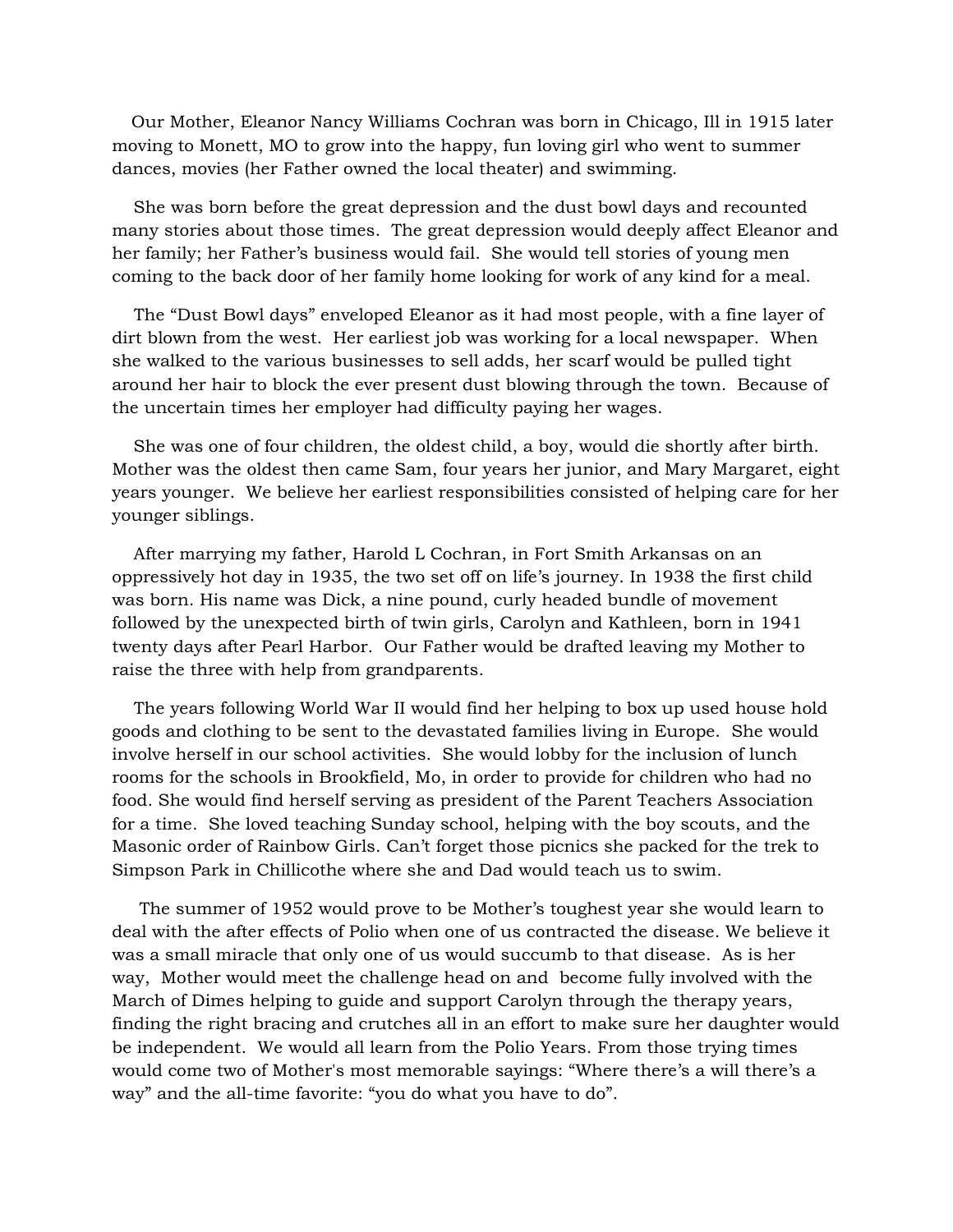Our Mother, Eleanor Nancy Williams Cochran was born in Chicago, Ill in 1915 later moving to Monett, MO to grow into the happy, fun loving girl who went to summer dances, movies (her Father owned the local theater) and swimming.

She was born before the great depression and the dust bowl days and recounted many stories about those times. The great depression would deeply affect Eleanor and her family; her Father's business would fail. She would tell stories of young men coming to the back door of her family home looking for work of any kind for a meal.

The "Dust Bowl days" enveloped Eleanor as it had most people, with a fine layer of dirt blown from the west. Her earliest job was working for a local newspaper. When she walked to the various businesses to sell adds, her scarf would be pulled tight around her hair to block the ever present dust blowing through the town. Because of the uncertain times her employer had difficulty paying her wages.

She was one of four children, the oldest child, a boy, would die shortly after birth. Mother was the oldest then came Sam, four years her junior, and Mary Margaret, eight years younger. We believe her earliest responsibilities consisted of helping care for her younger siblings.

After marrying my father, Harold L Cochran, in Fort Smith Arkansas on an oppressively hot day in 1935, the two set off on life's journey. In 1938 the first child was born. His name was Dick, a nine pound, curly headed bundle of movement followed by the unexpected birth of twin girls, Carolyn and Kathleen, born in 1941 twenty days after Pearl Harbor. Our Father would be drafted leaving my Mother to raise the three with help from grandparents.

The years following World War II would find her helping to box up used house hold goods and clothing to be sent to the devastated families living in Europe. She would involve herself in our school activities. She would lobby for the inclusion of lunch rooms for the schools in Brookfield, Mo, in order to provide for children who had no food. She would find herself serving as president of the Parent Teachers Association for a time. She loved teaching Sunday school, helping with the boy scouts, and the Masonic order of Rainbow Girls. Can't forget those picnics she packed for the trek to Simpson Park in Chillicothe where she and Dad would teach us to swim.

The summer of 1952 would prove to be Mother's toughest year she would learn to deal with the after effects of Polio when one of us contracted the disease. We believe it was a small miracle that only one of us would succumb to that disease. As is her way, Mother would meet the challenge head on and become fully involved with the March of Dimes helping to guide and support Carolyn through the therapy years, finding the right bracing and crutches all in an effort to make sure her daughter would be independent. We would all learn from the Polio Years. From those trying times would come two of Mother's most memorable sayings: "Where there's a will there's a way" and the all-time favorite: "you do what you have to do".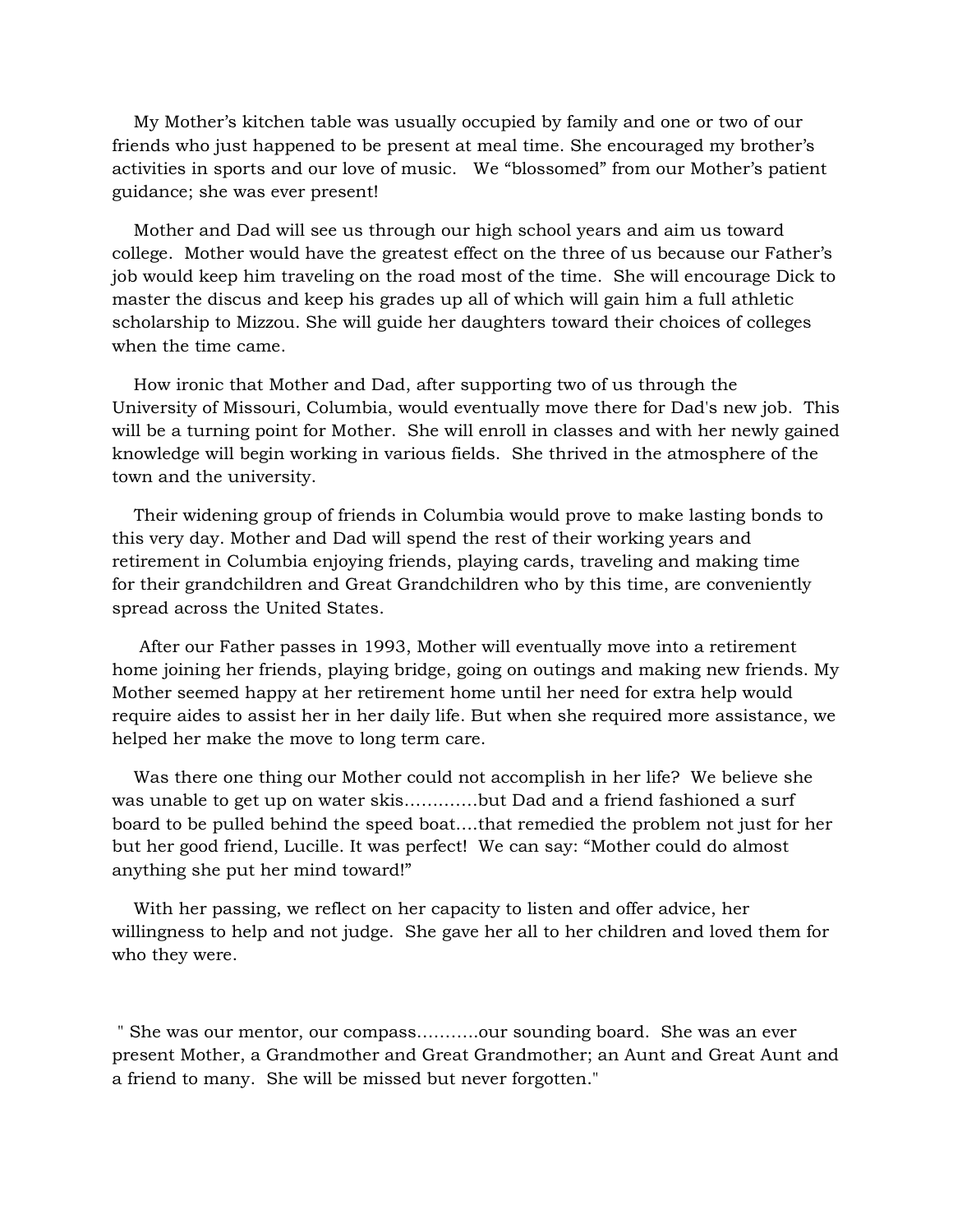My Mother's kitchen table was usually occupied by family and one or two of our friends who just happened to be present at meal time. She encouraged my brother's activities in sports and our love of music. We "blossomed" from our Mother's patient guidance; she was ever present!

Mother and Dad will see us through our high school years and aim us toward college. Mother would have the greatest effect on the three of us because our Father's job would keep him traveling on the road most of the time. She will encourage Dick to master the discus and keep his grades up all of which will gain him a full athletic scholarship to Mizzou. She will guide her daughters toward their choices of colleges when the time came.

How ironic that Mother and Dad, after supporting two of us through the University of Missouri, Columbia, would eventually move there for Dad's new job. This will be a turning point for Mother. She will enroll in classes and with her newly gained knowledge will begin working in various fields. She thrived in the atmosphere of the town and the university.

Their widening group of friends in Columbia would prove to make lasting bonds to this very day. Mother and Dad will spend the rest of their working years and retirement in Columbia enjoying friends, playing cards, traveling and making time for their grandchildren and Great Grandchildren who by this time, are conveniently spread across the United States.

After our Father passes in 1993, Mother will eventually move into a retirement home joining her friends, playing bridge, going on outings and making new friends. My Mother seemed happy at her retirement home until her need for extra help would require aides to assist her in her daily life. But when she required more assistance, we helped her make the move to long term care.

Was there one thing our Mother could not accomplish in her life? We believe she was unable to get up on water skis…………but Dad and a friend fashioned a surf board to be pulled behind the speed boat….that remedied the problem not just for her but her good friend, Lucille. It was perfect! We can say: "Mother could do almost anything she put her mind toward!"

With her passing, we reflect on her capacity to listen and offer advice, her willingness to help and not judge. She gave her all to her children and loved them for who they were.

" She was our mentor, our compass………..our sounding board. She was an ever present Mother, a Grandmother and Great Grandmother; an Aunt and Great Aunt and a friend to many. She will be missed but never forgotten."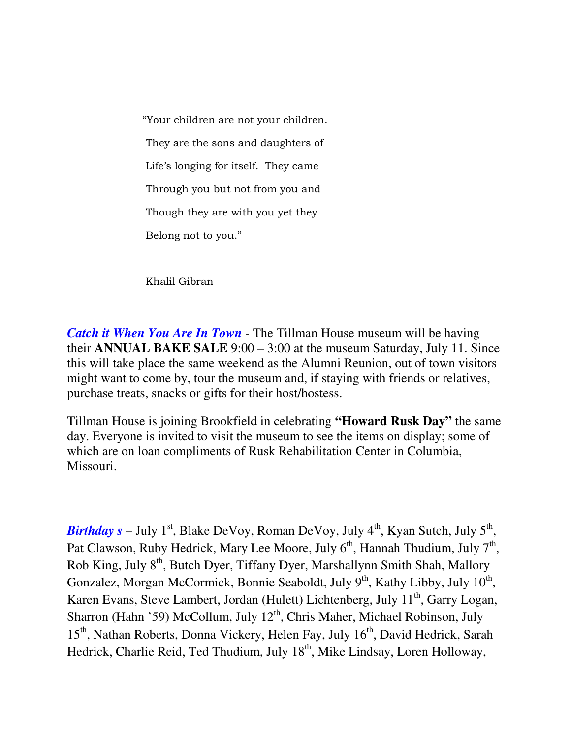"Your children are not your children.
They are the sons and daughters of
Life's longing for itself.  They came
Through you but not from you and
Though they are with you yet they
Belong not to you."

Khalil Gibran

***Catch it When You Are In Town*** - The Tillman House museum will be having their **ANNUAL BAKE SALE** 9:00 – 3:00 at the museum Saturday, July 11. Since this will take place the same weekend as the Alumni Reunion, out of town visitors might want to come by, tour the museum and, if staying with friends or relatives, purchase treats, snacks or gifts for their host/hostess.

Tillman House is joining Brookfield in celebrating **"Howard Rusk Day"** the same day. Everyone is invited to visit the museum to see the items on display; some of which are on loan compliments of Rusk Rehabilitation Center in Columbia, Missouri.

***Birthday s*** – July 1st, Blake DeVoy, Roman DeVoy, July 4th, Kyan Sutch, July 5th, Pat Clawson, Ruby Hedrick, Mary Lee Moore, July 6th, Hannah Thudium, July 7th, Rob King, July 8th, Butch Dyer, Tiffany Dyer, Marshallynn Smith Shah, Mallory Gonzalez, Morgan McCormick, Bonnie Seaboldt, July 9th, Kathy Libby, July 10th, Karen Evans, Steve Lambert, Jordan (Hulett) Lichtenberg, July 11th, Garry Logan, Sharron (Hahn '59) McCollum, July 12th, Chris Maher, Michael Robinson, July 15th, Nathan Roberts, Donna Vickery, Helen Fay, July 16th, David Hedrick, Sarah Hedrick, Charlie Reid, Ted Thudium, July 18th, Mike Lindsay, Loren Holloway,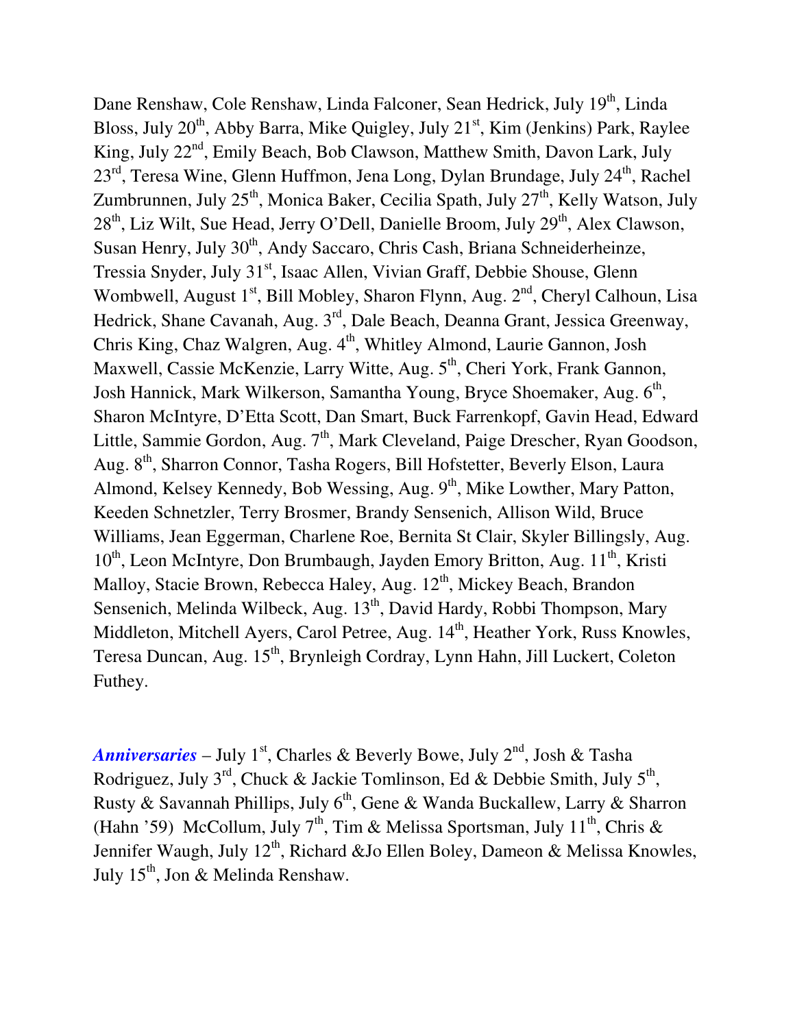Dane Renshaw, Cole Renshaw, Linda Falconer, Sean Hedrick, July 19th, Linda Bloss, July 20th, Abby Barra, Mike Quigley, July 21st, Kim (Jenkins) Park, Raylee King, July 22nd, Emily Beach, Bob Clawson, Matthew Smith, Davon Lark, July 23rd, Teresa Wine, Glenn Huffmon, Jena Long, Dylan Brundage, July 24th, Rachel Zumbrunnen, July 25th, Monica Baker, Cecilia Spath, July 27th, Kelly Watson, July 28th, Liz Wilt, Sue Head, Jerry O'Dell, Danielle Broom, July 29th, Alex Clawson, Susan Henry, July 30th, Andy Saccaro, Chris Cash, Briana Schneiderheinze, Tressia Snyder, July 31st, Isaac Allen, Vivian Graff, Debbie Shouse, Glenn Wombwell, August 1st, Bill Mobley, Sharon Flynn, Aug. 2nd, Cheryl Calhoun, Lisa Hedrick, Shane Cavanah, Aug. 3rd, Dale Beach, Deanna Grant, Jessica Greenway, Chris King, Chaz Walgren, Aug. 4th, Whitley Almond, Laurie Gannon, Josh Maxwell, Cassie McKenzie, Larry Witte, Aug. 5th, Cheri York, Frank Gannon, Josh Hannick, Mark Wilkerson, Samantha Young, Bryce Shoemaker, Aug. 6th, Sharon McIntyre, D'Etta Scott, Dan Smart, Buck Farrenkopf, Gavin Head, Edward Little, Sammie Gordon, Aug. 7th, Mark Cleveland, Paige Drescher, Ryan Goodson, Aug. 8th, Sharron Connor, Tasha Rogers, Bill Hofstetter, Beverly Elson, Laura Almond, Kelsey Kennedy, Bob Wessing, Aug. 9th, Mike Lowther, Mary Patton, Keeden Schnetzler, Terry Brosmer, Brandy Sensenich, Allison Wild, Bruce Williams, Jean Eggerman, Charlene Roe, Bernita St Clair, Skyler Billingsly, Aug. 10th, Leon McIntyre, Don Brumbaugh, Jayden Emory Britton, Aug. 11th, Kristi Malloy, Stacie Brown, Rebecca Haley, Aug. 12th, Mickey Beach, Brandon Sensenich, Melinda Wilbeck, Aug. 13th, David Hardy, Robbi Thompson, Mary Middleton, Mitchell Ayers, Carol Petree, Aug. 14th, Heather York, Russ Knowles, Teresa Duncan, Aug. 15th, Brynleigh Cordray, Lynn Hahn, Jill Luckert, Coleton Futhey.

***Anniversaries*** – July 1st, Charles & Beverly Bowe, July 2nd, Josh & Tasha Rodriguez, July 3rd, Chuck & Jackie Tomlinson, Ed & Debbie Smith, July 5th, Rusty & Savannah Phillips, July 6th, Gene & Wanda Buckallew, Larry & Sharron (Hahn '59) McCollum, July 7th, Tim & Melissa Sportsman, July 11th, Chris & Jennifer Waugh, July 12th, Richard &Jo Ellen Boley, Dameon & Melissa Knowles, July 15th, Jon & Melinda Renshaw.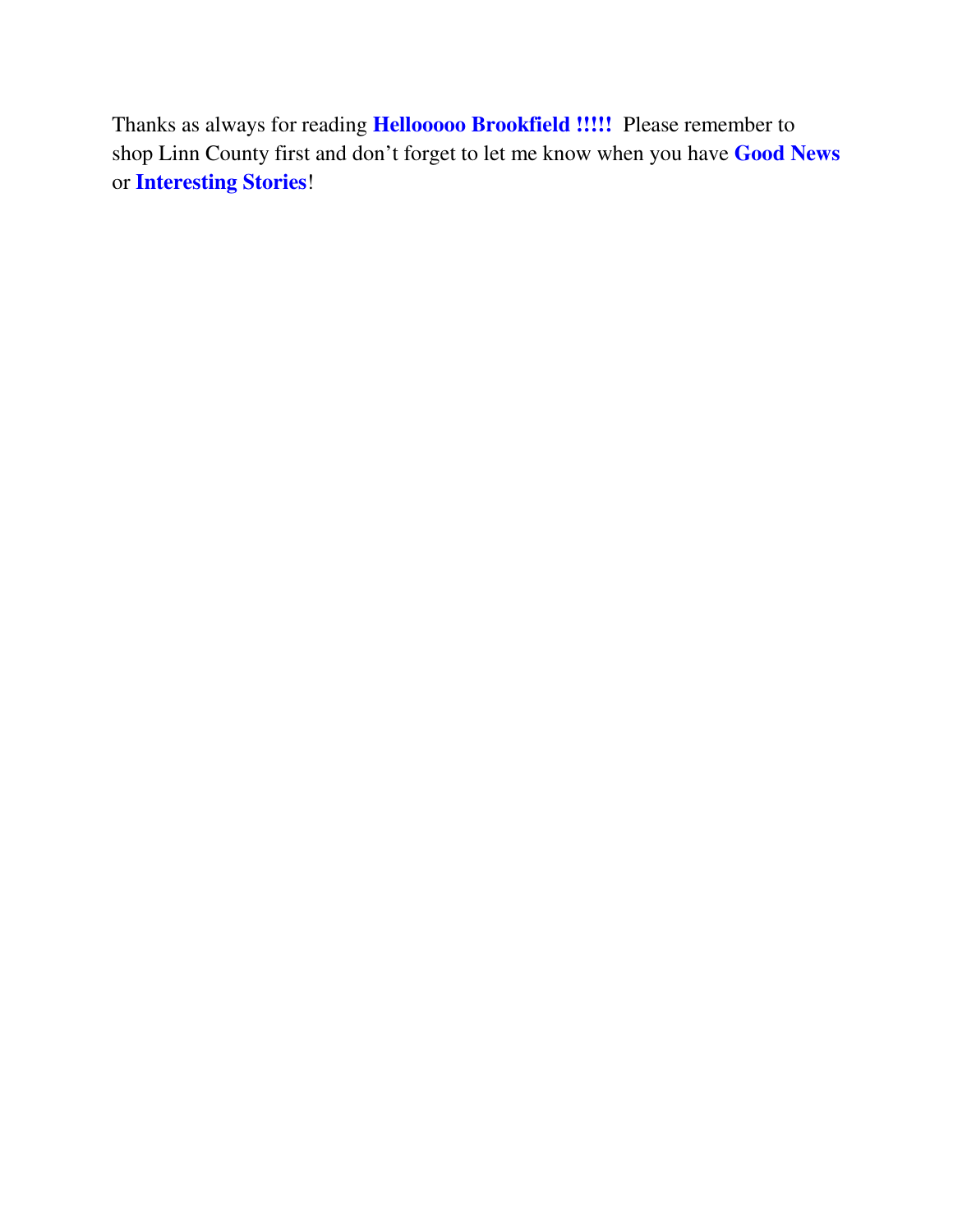Thanks as always for reading **Hellooooo Brookfield !!!!!** Please remember to shop Linn County first and don't forget to let me know when you have **Good News** or **Interesting Stories**!